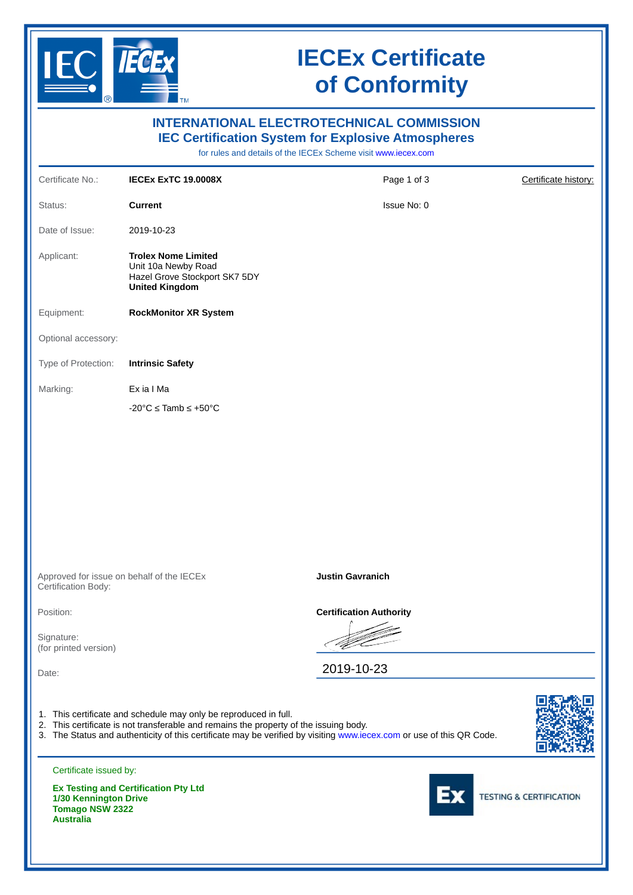# IECEx Certificate of Conformity

## INTERNATIONAL ELECTROTECHNICAL COMMISSION
## IEC Certification System for Explosive Atmospheres

for rules and details of the IECEx Scheme visit www.iecex.com

| | | | |
|---|---|---|---|
| Certificate No.: | **IECEx ExTC 19.0008X** | Page 1 of 3 | Certificate history: |
| Status: | **Current** | Issue No: 0 | |
| Date of Issue: | 2019-10-23 | | |
| Applicant: | **Trolex Nome Limited**<br>Unit 10a Newby Road<br>Hazel Grove Stockport SK7 5DY<br>**United Kingdom** | | |
| Equipment: | **RockMonitor XR System** | | |
| Optional accessory: | | | |
| Type of Protection: | **Intrinsic Safety** | | |
| Marking: | Ex ia I Ma<br>-20°C ≤ Tamb ≤ +50°C | | |

| | |
|---|---|
| Approved for issue on behalf of the IECEx Certification Body: | **Justin Gavranich** |
| Position: | **Certification Authority** |
| Signature: (for printed version) | |
| Date: | 2019-10-23 |

1. This certificate and schedule may only be reproduced in full.
2. This certificate is not transferable and remains the property of the issuing body.
3. The Status and authenticity of this certificate may be verified by visiting www.iecex.com or use of this QR Code.

Certificate issued by:

**Ex Testing and Certification Pty Ltd**
**1/30 Kennington Drive**
**Tomago NSW 2322**
**Australia**

Ex TESTING & CERTIFICATION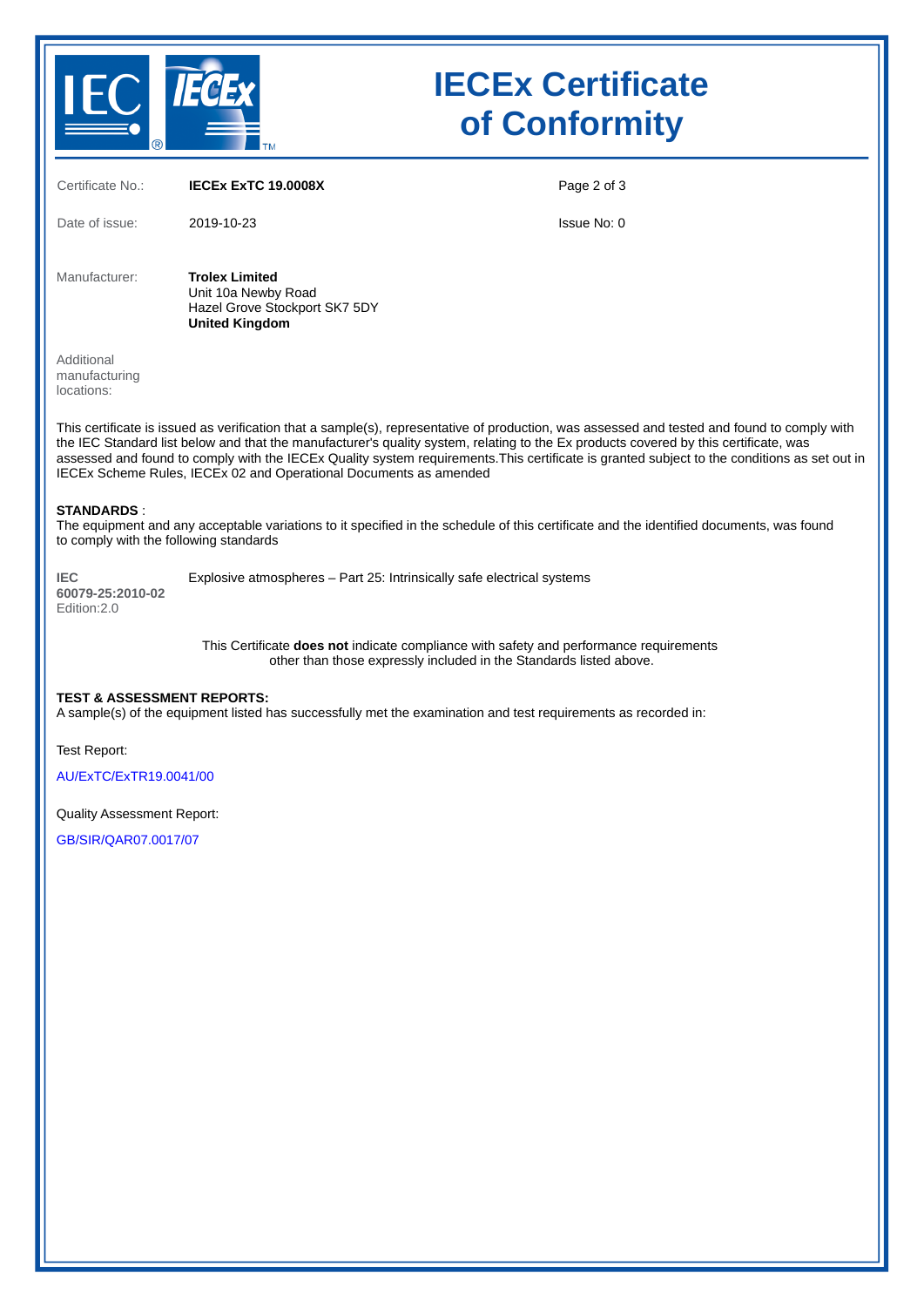# IECEx Certificate of Conformity

| | | | |
|---|---|---|---|
| Certificate No.: | **IECEx ExTC 19.0008X** | | |
| Date of issue: | 2019-10-23 | Issue No: 0 | |

Manufacturer: **Trolex Limited**
Unit 10a Newby Road
Hazel Grove Stockport SK7 5DY
**United Kingdom**

Additional manufacturing locations:

This certificate is issued as verification that a sample(s), representative of production, was assessed and tested and found to comply with the IEC Standard list below and that the manufacturer's quality system, relating to the Ex products covered by this certificate, was assessed and found to comply with the IECEx Quality system requirements.This certificate is granted subject to the conditions as set out in IECEx Scheme Rules, IECEx 02 and Operational Documents as amended

**STANDARDS** :
The equipment and any acceptable variations to it specified in the schedule of this certificate and the identified documents, was found to comply with the following standards

**IEC 60079-25:2010-02** Edition:2.0 — Explosive atmospheres – Part 25: Intrinsically safe electrical systems

This Certificate **does not** indicate compliance with safety and performance requirements other than those expressly included in the Standards listed above.

**TEST & ASSESSMENT REPORTS:**
A sample(s) of the equipment listed has successfully met the examination and test requirements as recorded in:

Test Report:

AU/ExTC/ExTR19.0041/00

Quality Assessment Report:

GB/SIR/QAR07.0017/07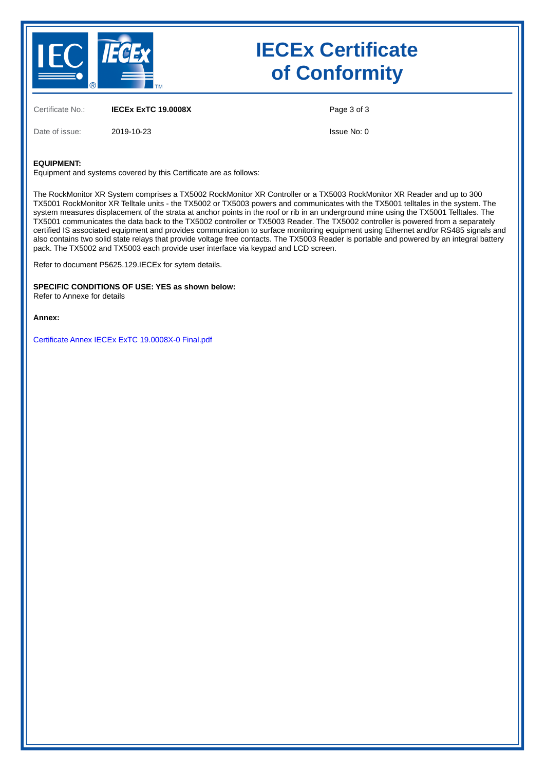# IECEx Certificate of Conformity

Certificate No.: **IECEx ExTC 19.0008X**

Date of issue: 2019-10-23

Issue No: 0

**EQUIPMENT:**
Equipment and systems covered by this Certificate are as follows:

The RockMonitor XR System comprises a TX5002 RockMonitor XR Controller or a TX5003 RockMonitor XR Reader and up to 300 TX5001 RockMonitor XR Telltale units - the TX5002 or TX5003 powers and communicates with the TX5001 telltales in the system. The system measures displacement of the strata at anchor points in the roof or rib in an underground mine using the TX5001 Telltales. The TX5001 communicates the data back to the TX5002 controller or TX5003 Reader. The TX5002 controller is powered from a separately certified IS associated equipment and provides communication to surface monitoring equipment using Ethernet and/or RS485 signals and also contains two solid state relays that provide voltage free contacts. The TX5003 Reader is portable and powered by an integral battery pack. The TX5002 and TX5003 each provide user interface via keypad and LCD screen.

Refer to document P5625.129.IECEx for sytem details.

**SPECIFIC CONDITIONS OF USE: YES as shown below:**
Refer to Annexe for details

**Annex:**

Certificate Annex IECEx ExTC 19.0008X-0 Final.pdf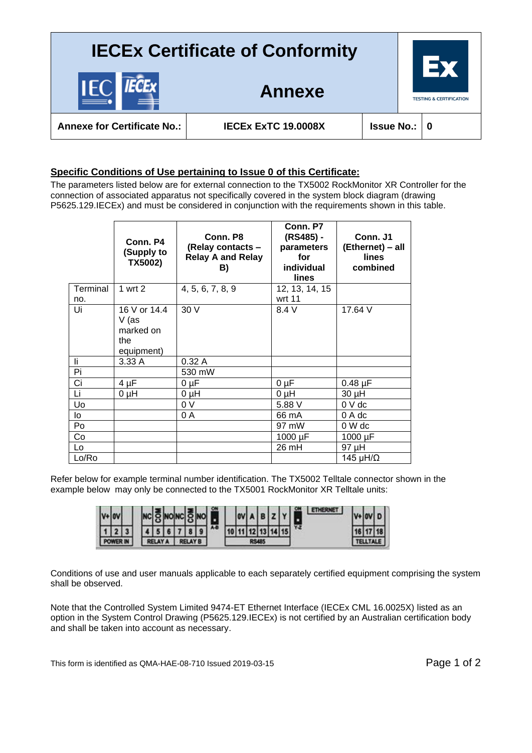# IECEx Certificate of Conformity

## Annexe

| Annexe for Certificate No.: | IECEx ExTC 19.0008X | Issue No.: | 0 |
|---|---|---|---|

**Specific Conditions of Use pertaining to Issue 0 of this Certificate:**

The parameters listed below are for external connection to the TX5002 RockMonitor XR Controller for the connection of associated apparatus not specifically covered in the system block diagram (drawing P5625.129.IECEx) and must be considered in conjunction with the requirements shown in this table.

| | Conn. P4 (Supply to TX5002) | Conn. P8 (Relay contacts – Relay A and Relay B) | Conn. P7 (RS485) - parameters for individual lines | Conn. J1 (Ethernet) – all lines combined |
|---|---|---|---|---|
| Terminal no. | 1 wrt 2 | 4, 5, 6, 7, 8, 9 | 12, 13, 14, 15 wrt 11 | |
| Ui | 16 V or 14.4 V (as marked on the equipment) | 30 V | 8.4 V | 17.64 V |
| Ii | 3.33 A | 0.32 A | | |
| Pi | | 530 mW | | |
| Ci | 4 µF | 0 µF | 0 µF | 0.48 µF |
| Li | 0 µH | 0 µH | 0 µH | 30 µH |
| Uo | | 0 V | 5.88 V | 0 V dc |
| Io | | 0 A | 66 mA | 0 A dc |
| Po | | | 97 mW | 0 W dc |
| Co | | | 1000 µF | 1000 µF |
| Lo | | | 26 mH | 97 µH |
| Lo/Ro | | | | 145 µH/Ω |

Refer below for example terminal number identification. The TX5002 Telltale connector shown in the example below may only be connected to the TX5001 RockMonitor XR Telltale units:

| V+ | 0V | | NC | COM | NO | NC | COM | NO | 0V | A | B | Z | Y | V+ | 0V | D |
|---|---|---|---|---|---|---|---|---|---|---|---|---|---|---|---|---|
| 1 | 2 | 3 | 4 | 5 | 6 | 7 | 8 | 9 | 10 | 11 | 12 | 13 | 14 | 15 | 16 | 17 |

POWER IN — RELAY A — RELAY B — RS485 — ETHERNET — TELLTALE (terminals 16, 17, 18)

Conditions of use and user manuals applicable to each separately certified equipment comprising the system shall be observed.

Note that the Controlled System Limited 9474-ET Ethernet Interface (IECEx CML 16.0025X) listed as an option in the System Control Drawing (P5625.129.IECEx) is not certified by an Australian certification body and shall be taken into account as necessary.

This form is identified as QMA-HAE-08-710 Issued 2019-03-15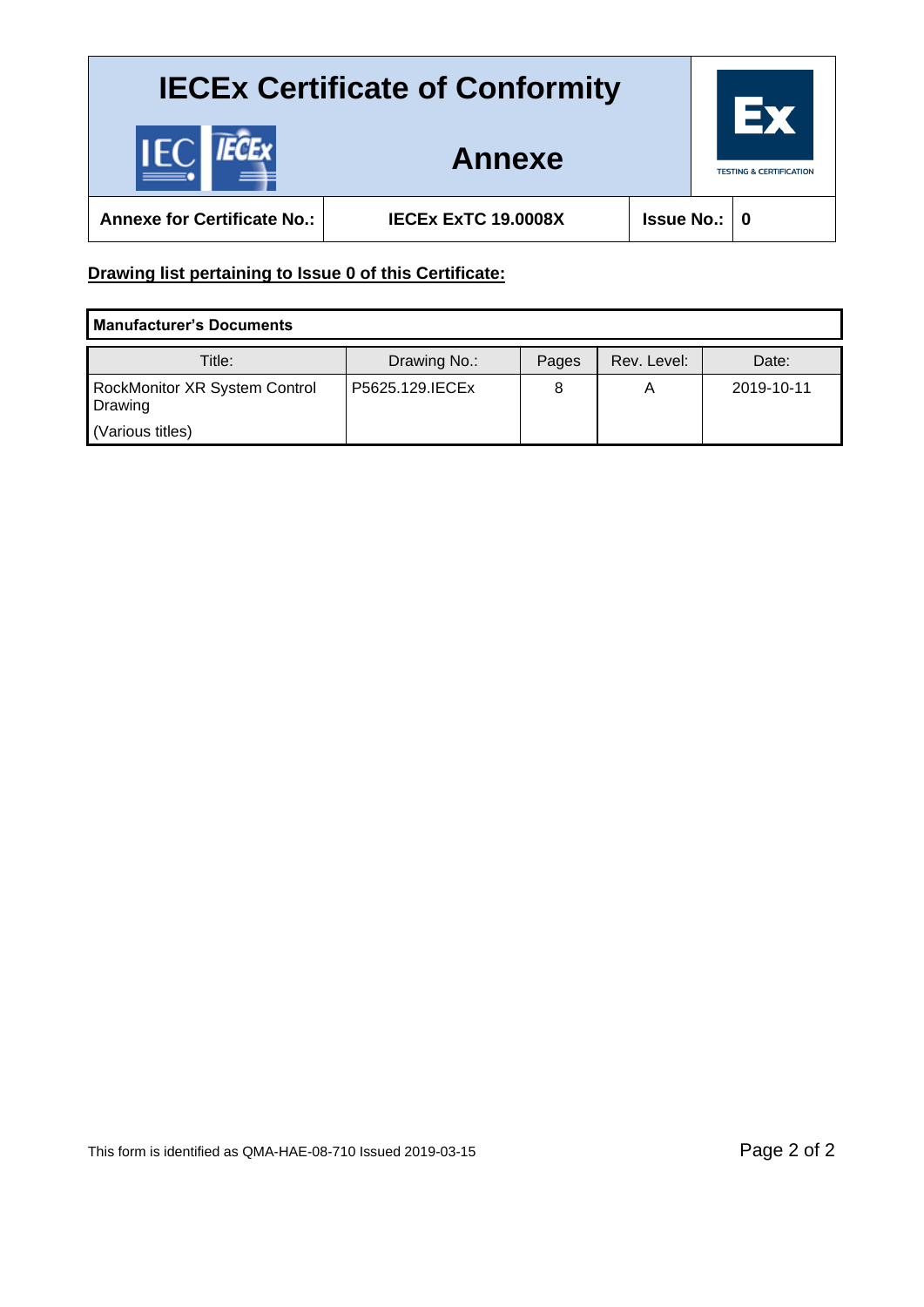# IECEx Certificate of Conformity

## Annexe

| Annexe for Certificate No.: | IECEx ExTC 19.0008X | Issue No.: | 0 |
|---|---|---|---|

**Drawing list pertaining to Issue 0 of this Certificate:**

**Manufacturer's Documents**

| Title: | Drawing No.: | Pages | Rev. Level: | Date: |
|---|---|---|---|---|
| RockMonitor XR System Control Drawing<br>(Various titles) | P5625.129.IECEx | 8 | A | 2019-10-11 |

This form is identified as QMA-HAE-08-710 Issued 2019-03-15